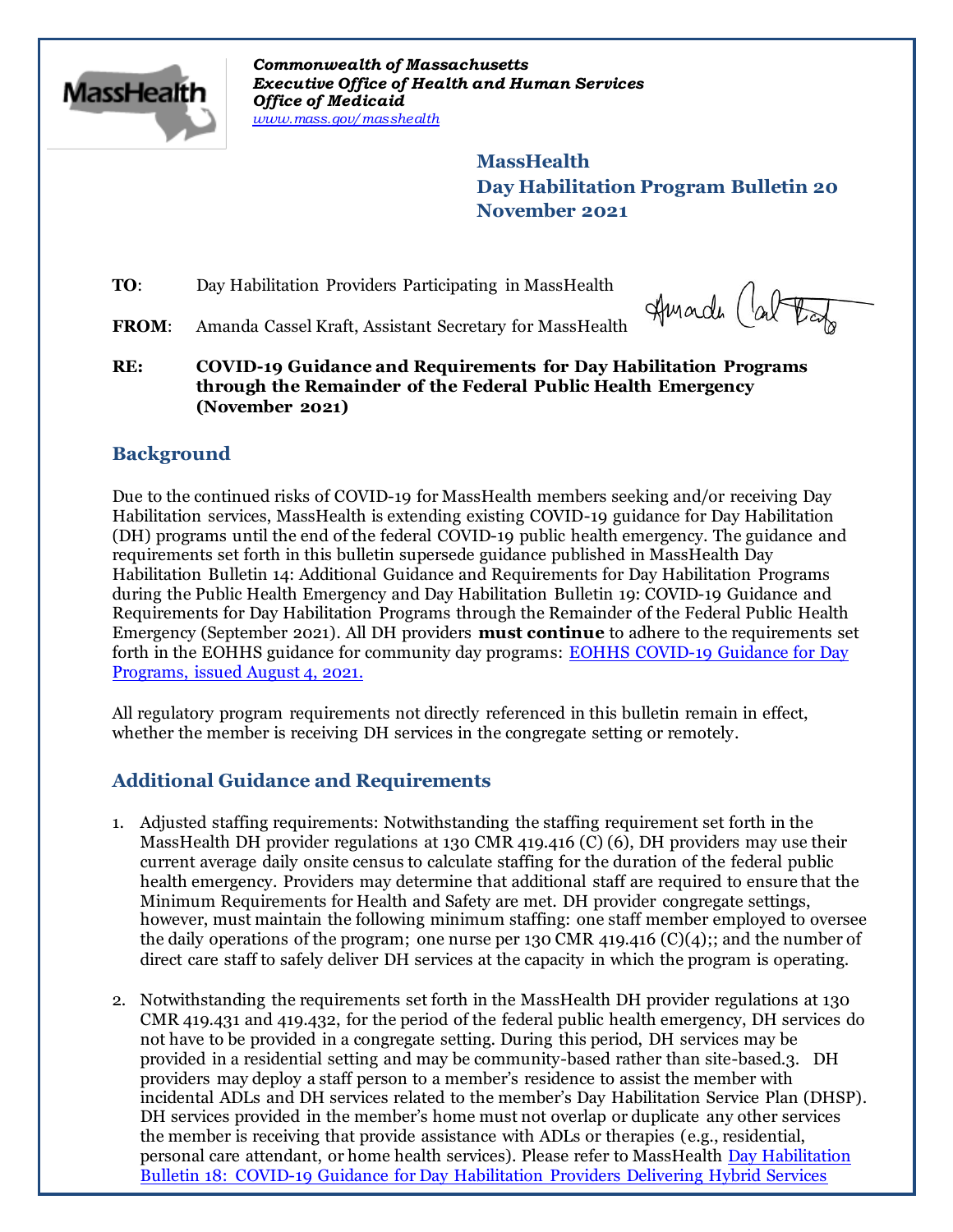*Commonwealth of Massachusetts*
*Executive Office of Health and Human Services*
*Office of Medicaid*
*www.mass.gov/masshealth*

**MassHealth**
**Day Habilitation Program Bulletin 20**
**November 2021**

**TO**: Day Habilitation Providers Participating in MassHealth

**FROM**: Amanda Cassel Kraft, Assistant Secretary for MassHealth

**RE: COVID-19 Guidance and Requirements for Day Habilitation Programs through the Remainder of the Federal Public Health Emergency (November 2021)**

## Background

Due to the continued risks of COVID-19 for MassHealth members seeking and/or receiving Day Habilitation services, MassHealth is extending existing COVID-19 guidance for Day Habilitation (DH) programs until the end of the federal COVID-19 public health emergency. The guidance and requirements set forth in this bulletin supersede guidance published in MassHealth Day Habilitation Bulletin 14: Additional Guidance and Requirements for Day Habilitation Programs during the Public Health Emergency and Day Habilitation Bulletin 19: COVID-19 Guidance and Requirements for Day Habilitation Programs through the Remainder of the Federal Public Health Emergency (September 2021). All DH providers **must continue** to adhere to the requirements set forth in the EOHHS guidance for community day programs: EOHHS COVID-19 Guidance for Day Programs, issued August 4, 2021.

All regulatory program requirements not directly referenced in this bulletin remain in effect, whether the member is receiving DH services in the congregate setting or remotely.

## Additional Guidance and Requirements

1. Adjusted staffing requirements: Notwithstanding the staffing requirement set forth in the MassHealth DH provider regulations at 130 CMR 419.416 (C) (6), DH providers may use their current average daily onsite census to calculate staffing for the duration of the federal public health emergency. Providers may determine that additional staff are required to ensure that the Minimum Requirements for Health and Safety are met. DH provider congregate settings, however, must maintain the following minimum staffing: one staff member employed to oversee the daily operations of the program; one nurse per 130 CMR 419.416 (C)(4);; and the number of direct care staff to safely deliver DH services at the capacity in which the program is operating.

2. Notwithstanding the requirements set forth in the MassHealth DH provider regulations at 130 CMR 419.431 and 419.432, for the period of the federal public health emergency, DH services do not have to be provided in a congregate setting. During this period, DH services may be provided in a residential setting and may be community-based rather than site-based.3. DH providers may deploy a staff person to a member's residence to assist the member with incidental ADLs and DH services related to the member's Day Habilitation Service Plan (DHSP). DH services provided in the member's home must not overlap or duplicate any other services the member is receiving that provide assistance with ADLs or therapies (e.g., residential, personal care attendant, or home health services). Please refer to MassHealth Day Habilitation Bulletin 18: COVID-19 Guidance for Day Habilitation Providers Delivering Hybrid Services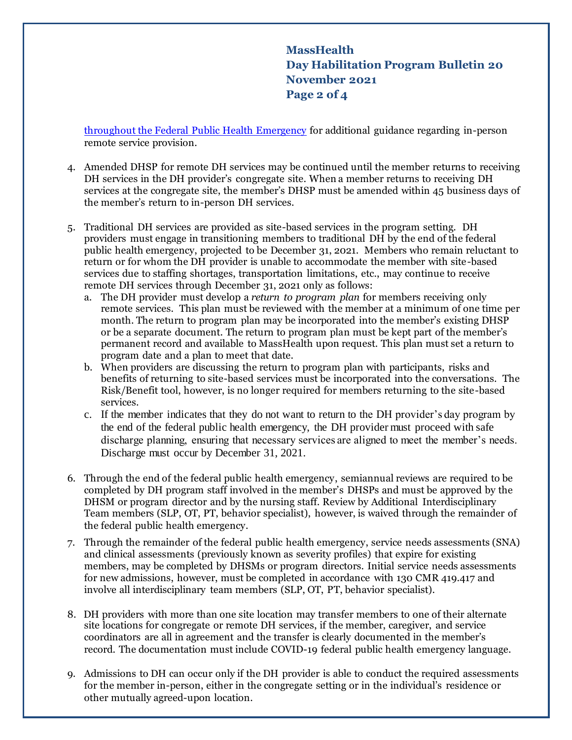throughout the Federal Public Health Emergency for additional guidance regarding in-person remote service provision.

4. Amended DHSP for remote DH services may be continued until the member returns to receiving DH services in the DH provider's congregate site. When a member returns to receiving DH services at the congregate site, the member's DHSP must be amended within 45 business days of the member's return to in-person DH services.

5. Traditional DH services are provided as site-based services in the program setting. DH providers must engage in transitioning members to traditional DH by the end of the federal public health emergency, projected to be December 31, 2021. Members who remain reluctant to return or for whom the DH provider is unable to accommodate the member with site-based services due to staffing shortages, transportation limitations, etc., may continue to receive remote DH services through December 31, 2021 only as follows:
   a. The DH provider must develop a *return to program plan* for members receiving only remote services. This plan must be reviewed with the member at a minimum of one time per month. The return to program plan may be incorporated into the member's existing DHSP or be a separate document. The return to program plan must be kept part of the member's permanent record and available to MassHealth upon request. This plan must set a return to program date and a plan to meet that date.
   b. When providers are discussing the return to program plan with participants, risks and benefits of returning to site-based services must be incorporated into the conversations. The Risk/Benefit tool, however, is no longer required for members returning to the site-based services.
   c. If the member indicates that they do not want to return to the DH provider's day program by the end of the federal public health emergency, the DH provider must proceed with safe discharge planning, ensuring that necessary services are aligned to meet the member's needs. Discharge must occur by December 31, 2021.

6. Through the end of the federal public health emergency, semiannual reviews are required to be completed by DH program staff involved in the member's DHSPs and must be approved by the DHSM or program director and by the nursing staff. Review by Additional Interdisciplinary Team members (SLP, OT, PT, behavior specialist), however, is waived through the remainder of the federal public health emergency.

7. Through the remainder of the federal public health emergency, service needs assessments (SNA) and clinical assessments (previously known as severity profiles) that expire for existing members, may be completed by DHSMs or program directors. Initial service needs assessments for new admissions, however, must be completed in accordance with 130 CMR 419.417 and involve all interdisciplinary team members (SLP, OT, PT, behavior specialist).

8. DH providers with more than one site location may transfer members to one of their alternate site locations for congregate or remote DH services, if the member, caregiver, and service coordinators are all in agreement and the transfer is clearly documented in the member's record. The documentation must include COVID-19 federal public health emergency language.

9. Admissions to DH can occur only if the DH provider is able to conduct the required assessments for the member in-person, either in the congregate setting or in the individual's residence or other mutually agreed-upon location.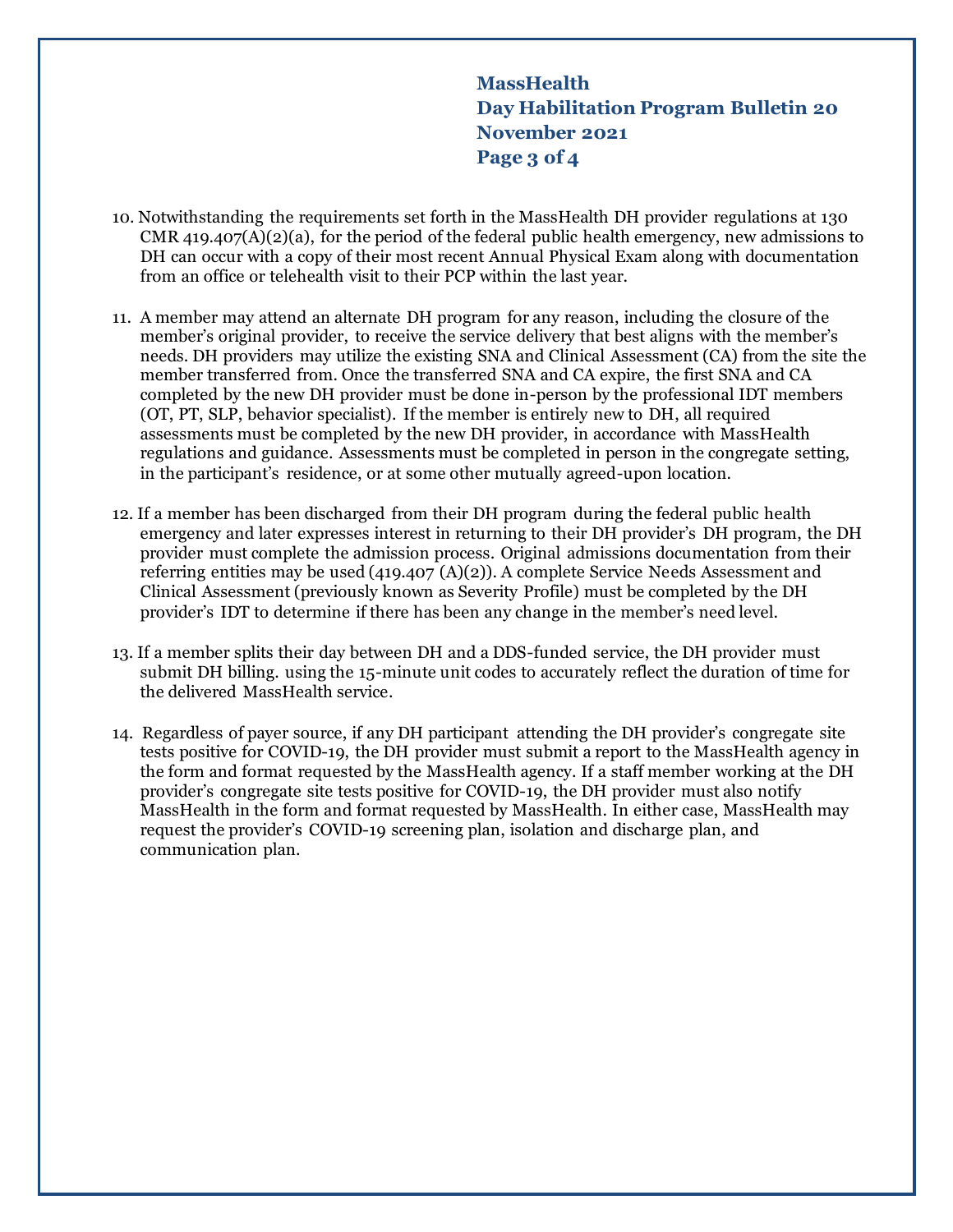10. Notwithstanding the requirements set forth in the MassHealth DH provider regulations at 130 CMR 419.407(A)(2)(a), for the period of the federal public health emergency, new admissions to DH can occur with a copy of their most recent Annual Physical Exam along with documentation from an office or telehealth visit to their PCP within the last year.

11. A member may attend an alternate DH program for any reason, including the closure of the member's original provider, to receive the service delivery that best aligns with the member's needs. DH providers may utilize the existing SNA and Clinical Assessment (CA) from the site the member transferred from. Once the transferred SNA and CA expire, the first SNA and CA completed by the new DH provider must be done in-person by the professional IDT members (OT, PT, SLP, behavior specialist). If the member is entirely new to DH, all required assessments must be completed by the new DH provider, in accordance with MassHealth regulations and guidance. Assessments must be completed in person in the congregate setting, in the participant's residence, or at some other mutually agreed-upon location.

12. If a member has been discharged from their DH program during the federal public health emergency and later expresses interest in returning to their DH provider's DH program, the DH provider must complete the admission process. Original admissions documentation from their referring entities may be used (419.407 (A)(2)). A complete Service Needs Assessment and Clinical Assessment (previously known as Severity Profile) must be completed by the DH provider's IDT to determine if there has been any change in the member's need level.

13. If a member splits their day between DH and a DDS-funded service, the DH provider must submit DH billing. using the 15-minute unit codes to accurately reflect the duration of time for the delivered MassHealth service.

14. Regardless of payer source, if any DH participant attending the DH provider's congregate site tests positive for COVID-19, the DH provider must submit a report to the MassHealth agency in the form and format requested by the MassHealth agency. If a staff member working at the DH provider's congregate site tests positive for COVID-19, the DH provider must also notify MassHealth in the form and format requested by MassHealth. In either case, MassHealth may request the provider's COVID-19 screening plan, isolation and discharge plan, and communication plan.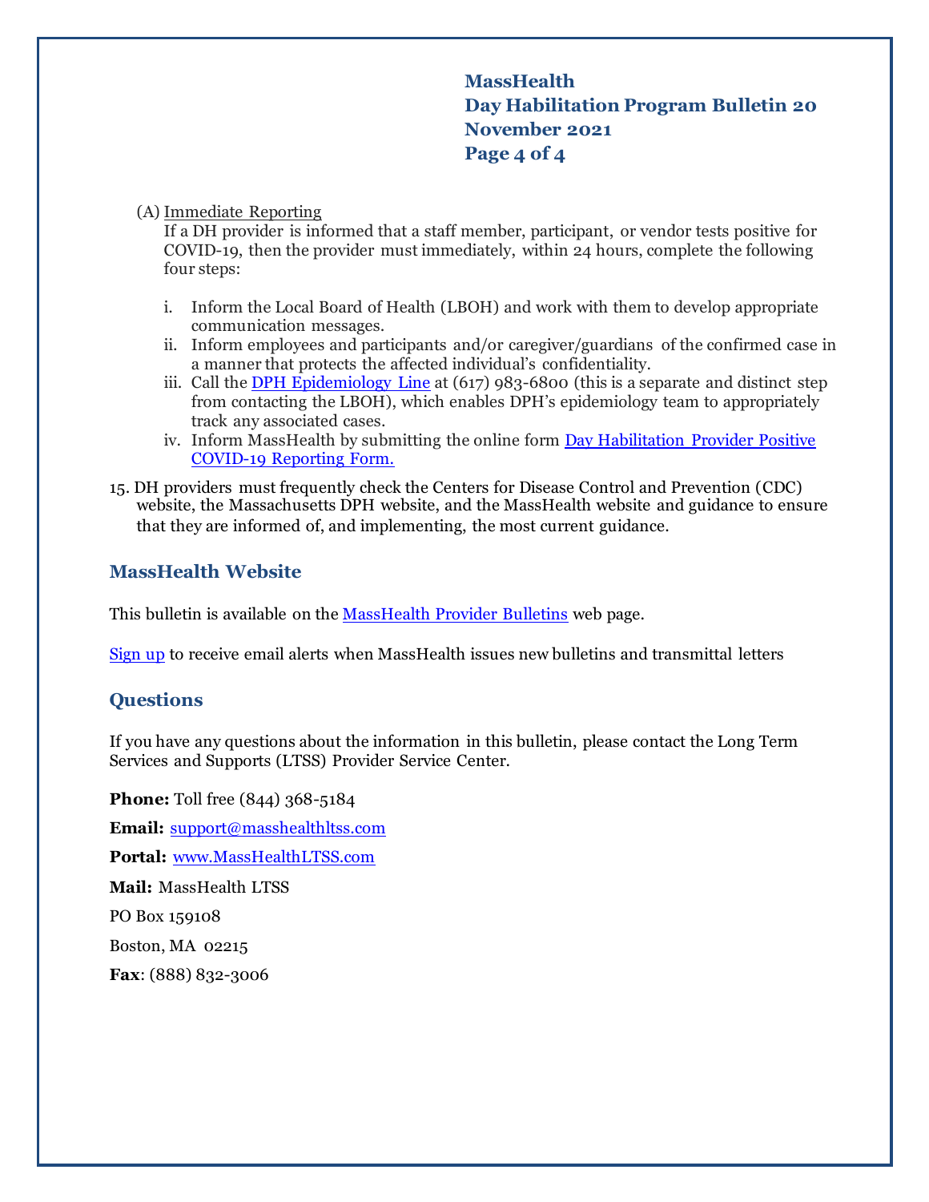(A) Immediate Reporting

If a DH provider is informed that a staff member, participant, or vendor tests positive for COVID-19, then the provider must immediately, within 24 hours, complete the following four steps:

i. Inform the Local Board of Health (LBOH) and work with them to develop appropriate communication messages.
ii. Inform employees and participants and/or caregiver/guardians of the confirmed case in a manner that protects the affected individual's confidentiality.
iii. Call the DPH Epidemiology Line at (617) 983-6800 (this is a separate and distinct step from contacting the LBOH), which enables DPH's epidemiology team to appropriately track any associated cases.
iv. Inform MassHealth by submitting the online form Day Habilitation Provider Positive COVID-19 Reporting Form.

15. DH providers must frequently check the Centers for Disease Control and Prevention (CDC) website, the Massachusetts DPH website, and the MassHealth website and guidance to ensure that they are informed of, and implementing, the most current guidance.

## MassHealth Website

This bulletin is available on the MassHealth Provider Bulletins web page.

Sign up to receive email alerts when MassHealth issues new bulletins and transmittal letters

## Questions

If you have any questions about the information in this bulletin, please contact the Long Term Services and Supports (LTSS) Provider Service Center.

**Phone:** Toll free (844) 368-5184

**Email:** support@masshealthltss.com

**Portal:** www.MassHealthLTSS.com

**Mail:** MassHealth LTSS

PO Box 159108

Boston, MA 02215

**Fax**: (888) 832-3006